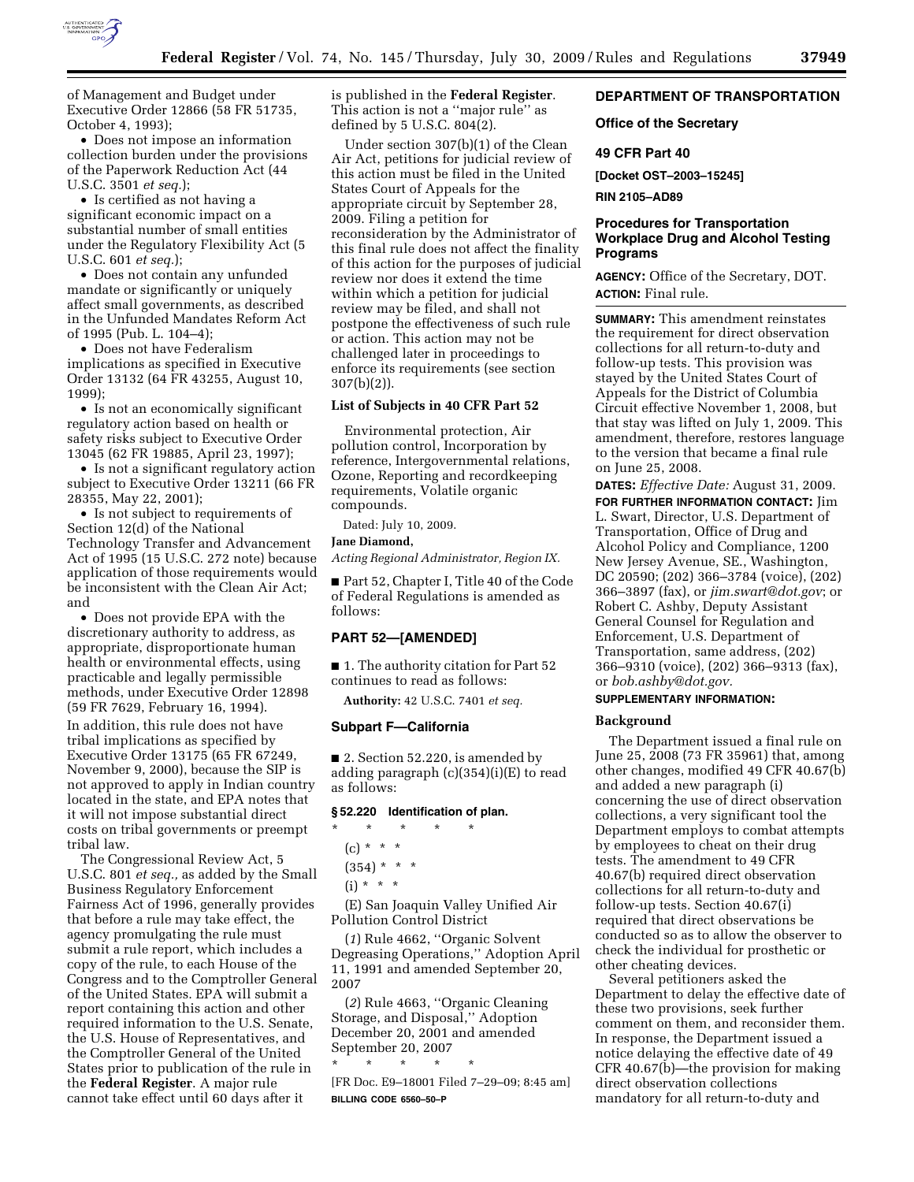of Management and Budget under Executive Order 12866 (58 FR 51735, October 4, 1993);

- Does not impose an information collection burden under the provisions of the Paperwork Reduction Act (44 U.S.C. 3501 *et seq.*);
- Is certified as not having a significant economic impact on a substantial number of small entities under the Regulatory Flexibility Act (5 U.S.C. 601 *et seq.*);
- Does not contain any unfunded mandate or significantly or uniquely affect small governments, as described in the Unfunded Mandates Reform Act of 1995 (Pub. L. 104–4);
- Does not have Federalism implications as specified in Executive Order 13132 (64 FR 43255, August 10, 1999);
- Is not an economically significant regulatory action based on health or safety risks subject to Executive Order 13045 (62 FR 19885, April 23, 1997);
- Is not a significant regulatory action subject to Executive Order 13211 (66 FR 28355, May 22, 2001);
- Is not subject to requirements of Section 12(d) of the National Technology Transfer and Advancement Act of 1995 (15 U.S.C. 272 note) because application of those requirements would be inconsistent with the Clean Air Act; and
- Does not provide EPA with the discretionary authority to address, as appropriate, disproportionate human health or environmental effects, using practicable and legally permissible methods, under Executive Order 12898 (59 FR 7629, February 16, 1994).

In addition, this rule does not have tribal implications as specified by Executive Order 13175 (65 FR 67249, November 9, 2000), because the SIP is not approved to apply in Indian country located in the state, and EPA notes that it will not impose substantial direct costs on tribal governments or preempt tribal law.

The Congressional Review Act, 5 U.S.C. 801 *et seq.,* as added by the Small Business Regulatory Enforcement Fairness Act of 1996, generally provides that before a rule may take effect, the agency promulgating the rule must submit a rule report, which includes a copy of the rule, to each House of the Congress and to the Comptroller General of the United States. EPA will submit a report containing this action and other required information to the U.S. Senate, the U.S. House of Representatives, and the Comptroller General of the United States prior to publication of the rule in the **Federal Register**. A major rule cannot take effect until 60 days after it is published in the **Federal Register**. This action is not a ''major rule'' as defined by 5 U.S.C. 804(2).

Under section 307(b)(1) of the Clean Air Act, petitions for judicial review of this action must be filed in the United States Court of Appeals for the appropriate circuit by September 28, 2009. Filing a petition for reconsideration by the Administrator of this final rule does not affect the finality of this action for the purposes of judicial review nor does it extend the time within which a petition for judicial review may be filed, and shall not postpone the effectiveness of such rule or action. This action may not be challenged later in proceedings to enforce its requirements (see section 307(b)(2)).

### List of Subjects in 40 CFR Part 52

Environmental protection, Air pollution control, Incorporation by reference, Intergovernmental relations, Ozone, Reporting and recordkeeping requirements, Volatile organic compounds.

Dated: July 10, 2009.

**Jane Diamond,**

*Acting Regional Administrator, Region IX.*

■ Part 52, Chapter I, Title 40 of the Code of Federal Regulations is amended as follows:

## PART 52—[AMENDED]

■ 1. The authority citation for Part 52 continues to read as follows:

**Authority:** 42 U.S.C. 7401 *et seq.*

### Subpart F—California

■ 2. Section 52.220, is amended by adding paragraph (c)(354)(i)(E) to read as follows:

### § 52.220 Identification of plan.

\* \* \* \* \*

(c) \* \* \*

(354) \* \* \*

(i) \* \* \*

(E) San Joaquin Valley Unified Air Pollution Control District

(*1*) Rule 4662, ''Organic Solvent Degreasing Operations,'' Adoption April 11, 1991 and amended September 20, 2007

(*2*) Rule 4663, ''Organic Cleaning Storage, and Disposal,'' Adoption December 20, 2001 and amended September 20, 2007

\* \* \* \* \*

[FR Doc. E9–18001 Filed 7–29–09; 8:45 am]

**BILLING CODE 6560–50–P**

## DEPARTMENT OF TRANSPORTATION

### Office of the Secretary

### 49 CFR Part 40

**[Docket OST–2003–15245]**

**RIN 2105–AD89**

## Procedures for Transportation Workplace Drug and Alcohol Testing Programs

**AGENCY:** Office of the Secretary, DOT.

**ACTION:** Final rule.

**SUMMARY:** This amendment reinstates the requirement for direct observation collections for all return-to-duty and follow-up tests. This provision was stayed by the United States Court of Appeals for the District of Columbia Circuit effective November 1, 2008, but that stay was lifted on July 1, 2009. This amendment, therefore, restores language to the version that became a final rule on June 25, 2008.

**DATES:** *Effective Date:* August 31, 2009.

**FOR FURTHER INFORMATION CONTACT:** Jim L. Swart, Director, U.S. Department of Transportation, Office of Drug and Alcohol Policy and Compliance, 1200 New Jersey Avenue, SE., Washington, DC 20590; (202) 366–3784 (voice), (202) 366–3897 (fax), or *jim.swart@dot.gov*; or Robert C. Ashby, Deputy Assistant General Counsel for Regulation and Enforcement, U.S. Department of Transportation, same address, (202) 366–9310 (voice), (202) 366–9313 (fax), or *bob.ashby@dot.gov.*

**SUPPLEMENTARY INFORMATION:**

### Background

The Department issued a final rule on June 25, 2008 (73 FR 35961) that, among other changes, modified 49 CFR 40.67(b) and added a new paragraph (i) concerning the use of direct observation collections, a very significant tool the Department employs to combat attempts by employees to cheat on their drug tests. The amendment to 49 CFR 40.67(b) required direct observation collections for all return-to-duty and follow-up tests. Section 40.67(i) required that direct observations be conducted so as to allow the observer to check the individual for prosthetic or other cheating devices.

Several petitioners asked the Department to delay the effective date of these two provisions, seek further comment on them, and reconsider them. In response, the Department issued a notice delaying the effective date of 49 CFR 40.67(b)—the provision for making direct observation collections mandatory for all return-to-duty and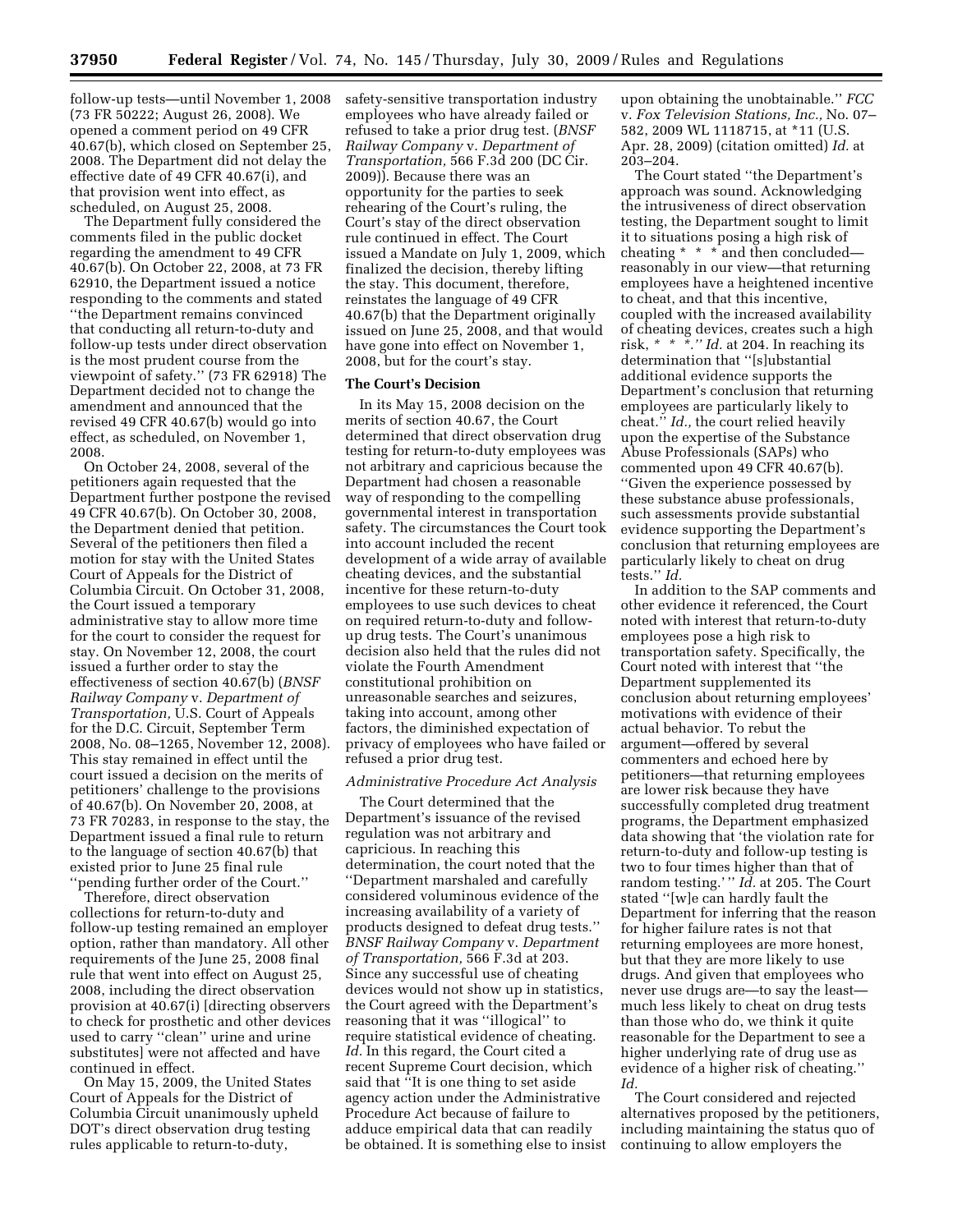follow-up tests—until November 1, 2008 (73 FR 50222; August 26, 2008). We opened a comment period on 49 CFR 40.67(b), which closed on September 25, 2008. The Department did not delay the effective date of 49 CFR 40.67(i), and that provision went into effect, as scheduled, on August 25, 2008.

The Department fully considered the comments filed in the public docket regarding the amendment to 49 CFR 40.67(b). On October 22, 2008, at 73 FR 62910, the Department issued a notice responding to the comments and stated ''the Department remains convinced that conducting all return-to-duty and follow-up tests under direct observation is the most prudent course from the viewpoint of safety.'' (73 FR 62918) The Department decided not to change the amendment and announced that the revised 49 CFR 40.67(b) would go into effect, as scheduled, on November 1, 2008.

On October 24, 2008, several of the petitioners again requested that the Department further postpone the revised 49 CFR 40.67(b). On October 30, 2008, the Department denied that petition. Several of the petitioners then filed a motion for stay with the United States Court of Appeals for the District of Columbia Circuit. On October 31, 2008, the Court issued a temporary administrative stay to allow more time for the court to consider the request for stay. On November 12, 2008, the court issued a further order to stay the effectiveness of section 40.67(b) (*BNSF Railway Company* v. *Department of Transportation,* U.S. Court of Appeals for the D.C. Circuit, September Term 2008, No. 08–1265, November 12, 2008). This stay remained in effect until the court issued a decision on the merits of petitioners' challenge to the provisions of 40.67(b). On November 20, 2008, at 73 FR 70283, in response to the stay, the Department issued a final rule to return to the language of section 40.67(b) that existed prior to June 25 final rule ''pending further order of the Court.''

Therefore, direct observation collections for return-to-duty and follow-up testing remained an employer option, rather than mandatory. All other requirements of the June 25, 2008 final rule that went into effect on August 25, 2008, including the direct observation provision at 40.67(i) [directing observers to check for prosthetic and other devices used to carry ''clean'' urine and urine substitutes] were not affected and have continued in effect.

On May 15, 2009, the United States Court of Appeals for the District of Columbia Circuit unanimously upheld DOT's direct observation drug testing rules applicable to return-to-duty, safety-sensitive transportation industry employees who have already failed or refused to take a prior drug test. (*BNSF Railway Company* v. *Department of Transportation,* 566 F.3d 200 (DC Cir. 2009)). Because there was an opportunity for the parties to seek rehearing of the Court's ruling, the Court's stay of the direct observation rule continued in effect. The Court issued a Mandate on July 1, 2009, which finalized the decision, thereby lifting the stay. This document, therefore, reinstates the language of 49 CFR 40.67(b) that the Department originally issued on June 25, 2008, and that would have gone into effect on November 1, 2008, but for the court's stay.

**The Court's Decision**

In its May 15, 2008 decision on the merits of section 40.67, the Court determined that direct observation drug testing for return-to-duty employees was not arbitrary and capricious because the Department had chosen a reasonable way of responding to the compelling governmental interest in transportation safety. The circumstances the Court took into account included the recent development of a wide array of available cheating devices, and the substantial incentive for these return-to-duty employees to use such devices to cheat on required return-to-duty and follow-up drug tests. The Court's unanimous decision also held that the rules did not violate the Fourth Amendment constitutional prohibition on unreasonable searches and seizures, taking into account, among other factors, the diminished expectation of privacy of employees who have failed or refused a prior drug test.

*Administrative Procedure Act Analysis*

The Court determined that the Department's issuance of the revised regulation was not arbitrary and capricious. In reaching this determination, the court noted that the ''Department marshaled and carefully considered voluminous evidence of the increasing availability of a variety of products designed to defeat drug tests.'' *BNSF Railway Company* v. *Department of Transportation,* 566 F.3d at 203. Since any successful use of cheating devices would not show up in statistics, the Court agreed with the Department's reasoning that it was ''illogical'' to require statistical evidence of cheating. *Id.* In this regard, the Court cited a recent Supreme Court decision, which said that ''It is one thing to set aside agency action under the Administrative Procedure Act because of failure to adduce empirical data that can readily be obtained. It is something else to insist upon obtaining the unobtainable.'' *FCC* v. *Fox Television Stations, Inc.,* No. 07–582, 2009 WL 1118715, at *11 (U.S. Apr. 28, 2009) (citation omitted) *Id.* at 203–204.

The Court stated ''the Department's approach was sound. Acknowledging the intrusiveness of direct observation testing, the Department sought to limit it to situations posing a high risk of cheating * * * and then concluded—reasonably in our view—that returning employees have a heightened incentive to cheat, and that this incentive, coupled with the increased availability of cheating devices, creates such a high risk, * * *.'' *Id.* at 204. In reaching its determination that ''[s]ubstantial additional evidence supports the Department's conclusion that returning employees are particularly likely to cheat.'' *Id.,* the court relied heavily upon the expertise of the Substance Abuse Professionals (SAPs) who commented upon 49 CFR 40.67(b). ''Given the experience possessed by these substance abuse professionals, such assessments provide substantial evidence supporting the Department's conclusion that returning employees are particularly likely to cheat on drug tests.'' *Id.*

In addition to the SAP comments and other evidence it referenced, the Court noted with interest that return-to-duty employees pose a high risk to transportation safety. Specifically, the Court noted with interest that ''the Department supplemented its conclusion about returning employees' motivations with evidence of their actual behavior. To rebut the argument—offered by several commenters and echoed here by petitioners—that returning employees are lower risk because they have successfully completed drug treatment programs, the Department emphasized data showing that 'the violation rate for return-to-duty and follow-up testing is two to four times higher than that of random testing.' '' *Id.* at 205. The Court stated ''[w]e can hardly fault the Department for inferring that the reason for higher failure rates is not that returning employees are more honest, but that they are more likely to use drugs. And given that employees who never use drugs are—to say the least—much less likely to cheat on drug tests than those who do, we think it quite reasonable for the Department to see a higher underlying rate of drug use as evidence of a higher risk of cheating.'' *Id.*

The Court considered and rejected alternatives proposed by the petitioners, including maintaining the status quo of continuing to allow employers the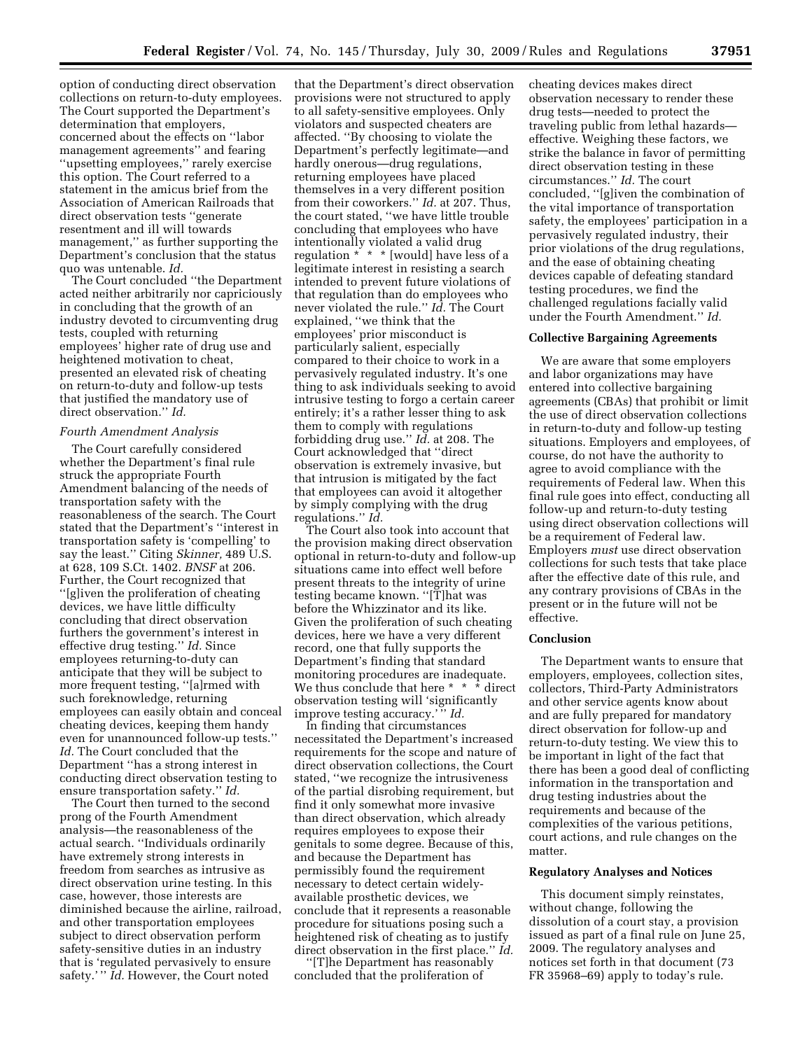option of conducting direct observation collections on return-to-duty employees. The Court supported the Department's determination that employers, concerned about the effects on ''labor management agreements'' and fearing ''upsetting employees,'' rarely exercise this option. The Court referred to a statement in the amicus brief from the Association of American Railroads that direct observation tests ''generate resentment and ill will towards management,'' as further supporting the Department's conclusion that the status quo was untenable. *Id.*

The Court concluded ''the Department acted neither arbitrarily nor capriciously in concluding that the growth of an industry devoted to circumventing drug tests, coupled with returning employees' higher rate of drug use and heightened motivation to cheat, presented an elevated risk of cheating on return-to-duty and follow-up tests that justified the mandatory use of direct observation.'' *Id.*

*Fourth Amendment Analysis*

The Court carefully considered whether the Department's final rule struck the appropriate Fourth Amendment balancing of the needs of transportation safety with the reasonableness of the search. The Court stated that the Department's ''interest in transportation safety is 'compelling' to say the least.'' Citing *Skinner,* 489 U.S. at 628, 109 S.Ct. 1402. *BNSF* at 206. Further, the Court recognized that ''[g]iven the proliferation of cheating devices, we have little difficulty concluding that direct observation furthers the government's interest in effective drug testing.'' *Id.* Since employees returning-to-duty can anticipate that they will be subject to more frequent testing, ''[a]rmed with such foreknowledge, returning employees can easily obtain and conceal cheating devices, keeping them handy even for unannounced follow-up tests.'' *Id.* The Court concluded that the Department ''has a strong interest in conducting direct observation testing to ensure transportation safety.'' *Id.*

The Court then turned to the second prong of the Fourth Amendment analysis—the reasonableness of the actual search. ''Individuals ordinarily have extremely strong interests in freedom from searches as intrusive as direct observation urine testing. In this case, however, those interests are diminished because the airline, railroad, and other transportation employees subject to direct observation perform safety-sensitive duties in an industry that is 'regulated pervasively to ensure safety.' '' *Id.* However, the Court noted that the Department's direct observation provisions were not structured to apply to all safety-sensitive employees. Only violators and suspected cheaters are affected. ''By choosing to violate the Department's perfectly legitimate—and hardly onerous—drug regulations, returning employees have placed themselves in a very different position from their coworkers.'' *Id.* at 207. Thus, the court stated, ''we have little trouble concluding that employees who have intentionally violated a valid drug regulation * * * [would] have less of a legitimate interest in resisting a search intended to prevent future violations of that regulation than do employees who never violated the rule.'' *Id.* The Court explained, ''we think that the employees' prior misconduct is particularly salient, especially compared to their choice to work in a pervasively regulated industry. It's one thing to ask individuals seeking to avoid intrusive testing to forgo a certain career entirely; it's a rather lesser thing to ask them to comply with regulations forbidding drug use.'' *Id.* at 208. The Court acknowledged that ''direct observation is extremely invasive, but that intrusion is mitigated by the fact that employees can avoid it altogether by simply complying with the drug regulations.'' *Id.*

The Court also took into account that the provision making direct observation optional in return-to-duty and follow-up situations came into effect well before present threats to the integrity of urine testing became known. ''[T]hat was before the Whizzinator and its like. Given the proliferation of such cheating devices, here we have a very different record, one that fully supports the Department's finding that standard monitoring procedures are inadequate. We thus conclude that here * * * direct observation testing will 'significantly improve testing accuracy.' '' *Id.*

In finding that circumstances necessitated the Department's increased requirements for the scope and nature of direct observation collections, the Court stated, ''we recognize the intrusiveness of the partial disrobing requirement, but find it only somewhat more invasive than direct observation, which already requires employees to expose their genitals to some degree. Because of this, and because the Department has permissibly found the requirement necessary to detect certain widely-available prosthetic devices, we conclude that it represents a reasonable procedure for situations posing such a heightened risk of cheating as to justify direct observation in the first place.'' *Id.*

''[T]he Department has reasonably concluded that the proliferation of cheating devices makes direct observation necessary to render these drug tests—needed to protect the traveling public from lethal hazards—effective. Weighing these factors, we strike the balance in favor of permitting direct observation testing in these circumstances.'' *Id.* The Court concluded, ''[g]iven the combination of the vital importance of transportation safety, the employees' participation in a pervasively regulated industry, their prior violations of the drug regulations, and the ease of obtaining cheating devices capable of defeating standard testing procedures, we find the challenged regulations facially valid under the Fourth Amendment.'' *Id.*

**Collective Bargaining Agreements**

We are aware that some employers and labor organizations may have entered into collective bargaining agreements (CBAs) that prohibit or limit the use of direct observation collections in return-to-duty and follow-up testing situations. Employers and employees, of course, do not have the authority to agree to avoid compliance with the requirements of Federal law. When this final rule goes into effect, conducting all follow-up and return-to-duty testing using direct observation collections will be a requirement of Federal law. Employers *must* use direct observation collections for such tests that take place after the effective date of this rule, and any contrary provisions of CBAs in the present or in the future will not be effective.

**Conclusion**

The Department wants to ensure that employers, employees, collection sites, collectors, Third-Party Administrators and other service agents know about and are fully prepared for mandatory direct observation for follow-up and return-to-duty testing. We view this to be important in light of the fact that there has been a good deal of conflicting information in the transportation and drug testing industries about the requirements and because of the complexities of the various petitions, court actions, and rule changes on the matter.

**Regulatory Analyses and Notices**

This document simply reinstates, without change, following the dissolution of a court stay, a provision issued as part of a final rule on June 25, 2009. The regulatory analyses and notices set forth in that document (73 FR 35968–69) apply to today's rule.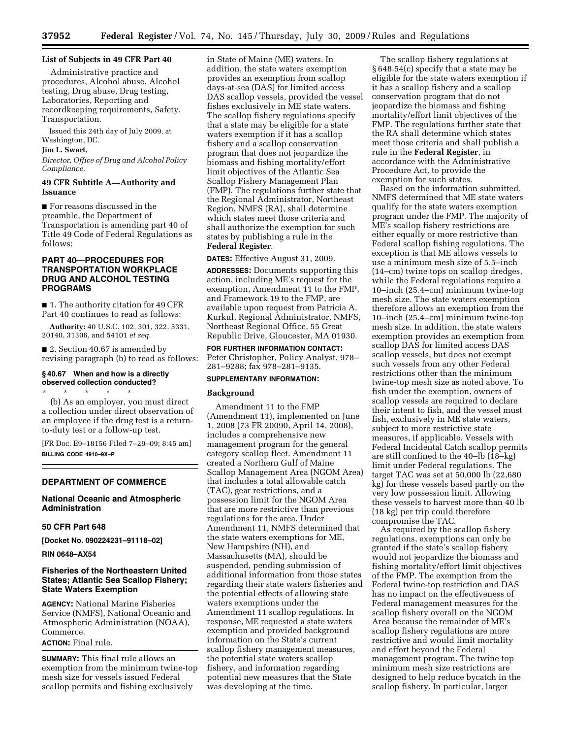**List of Subjects in 49 CFR Part 40**

Administrative practice and procedures, Alcohol abuse, Alcohol testing, Drug abuse, Drug testing, Laboratories, Reporting and recordkeeping requirements, Safety, Transportation.

Issued this 24th day of July 2009, at Washington, DC.

**Jim L. Swart,**

*Director, Office of Drug and Alcohol Policy Compliance.*

**49 CFR Subtitle A—Authority and Issuance**

■ For reasons discussed in the preamble, the Department of Transportation is amending part 40 of Title 49 Code of Federal Regulations as follows:

## PART 40—PROCEDURES FOR TRANSPORTATION WORKPLACE DRUG AND ALCOHOL TESTING PROGRAMS

■ 1. The authority citation for 49 CFR Part 40 continues to read as follows:

**Authority:** 40 U.S.C. 102, 301, 322, 5331, 20140, 31306, and 54101 *et seq.*

■ 2. Section 40.67 is amended by revising paragraph (b) to read as follows:

**§ 40.67 When and how is a directly observed collection conducted?**

\* \* \* \* \*

(b) As an employer, you must direct a collection under direct observation of an employee if the drug test is a return-to-duty test or a follow-up test.

[FR Doc. E9–18156 Filed 7–29–09; 8:45 am]

**BILLING CODE 4910–9X–P**

## DEPARTMENT OF COMMERCE

### National Oceanic and Atmospheric Administration

### 50 CFR Part 648

**[Docket No. 090224231–91118–02]**

**RIN 0648–AX54**

### Fisheries of the Northeastern United States; Atlantic Sea Scallop Fishery; State Waters Exemption

**AGENCY:** National Marine Fisheries Service (NMFS), National Oceanic and Atmospheric Administration (NOAA), Commerce.

**ACTION:** Final rule.

**SUMMARY:** This final rule allows an exemption from the minimum twine-top mesh size for vessels issued Federal scallop permits and fishing exclusively in State of Maine (ME) waters. In addition, the state waters exemption provides an exemption from scallop days-at-sea (DAS) for limited access DAS scallop vessels, provided the vessel fishes exclusively in ME state waters. The scallop fishery regulations specify that a state may be eligible for a state waters exemption if it has a scallop fishery and a scallop conservation program that does not jeopardize the biomass and fishing mortality/effort limit objectives of the Atlantic Sea Scallop Fishery Management Plan (FMP). The regulations further state that the Regional Administrator, Northeast Region, NMFS (RA), shall determine which states meet those criteria and shall authorize the exemption for such states by publishing a rule in the **Federal Register**.

**DATES:** Effective August 31, 2009.

**ADDRESSES:** Documents supporting this action, including ME's request for the exemption, Amendment 11 to the FMP, and Framework 19 to the FMP, are available upon request from Patricia A. Kurkul, Regional Administrator, NMFS, Northeast Regional Office, 55 Great Republic Drive, Gloucester, MA 01930.

**FOR FURTHER INFORMATION CONTACT:** Peter Christopher, Policy Analyst, 978–281–9288; fax 978–281–9135.

**SUPPLEMENTARY INFORMATION:**

**Background**

Amendment 11 to the FMP (Amendment 11), implemented on June 1, 2008 (73 FR 20090, April 14, 2008), includes a comprehensive new management program for the general category scallop fleet. Amendment 11 created a Northern Gulf of Maine Scallop Management Area (NGOM Area) that includes a total allowable catch (TAC), gear restrictions, and a possession limit for the NGOM Area that are more restrictive than previous regulations for the area. Under Amendment 11, NMFS determined that the state waters exemptions for ME, New Hampshire (NH), and Massachusetts (MA), should be suspended, pending submission of additional information from those states regarding their state waters fisheries and the potential effects of allowing state waters exemptions under the Amendment 11 scallop regulations. In response, ME requested a state waters exemption and provided background information on the State's current scallop fishery management measures, the potential state waters scallop fishery, and information regarding potential new measures that the State was developing at the time.

The scallop fishery regulations at § 648.54(c) specify that a state may be eligible for the state waters exemption if it has a scallop fishery and a scallop conservation program that do not jeopardize the biomass and fishing mortality/effort limit objectives of the FMP. The regulations further state that the RA shall determine which states meet those criteria and shall publish a rule in the **Federal Register**, in accordance with the Administrative Procedure Act, to provide the exemption for such states.

Based on the information submitted, NMFS determined that ME state waters qualify for the state waters exemption program under the FMP. The majority of ME's scallop fishery restrictions are either equally or more restrictive than Federal scallop fishing regulations. The exception is that ME allows vessels to use a minimum mesh size of 5.5–inch (14–cm) twine tops on scallop dredges, while the Federal regulations require a 10–inch (25.4–cm) minimum twine-top mesh size. The state waters exemption therefore allows an exemption from the 10–inch (25.4–cm) minimum twine-top mesh size. In addition, the state waters exemption provides an exemption from scallop DAS for limited access DAS scallop vessels, but does not exempt such vessels from any other Federal restrictions other than the minimum twine-top mesh size as noted above. To fish under the exemption, owners of scallop vessels are required to declare their intent to fish, and the vessel must fish, exclusively in ME state waters, subject to more restrictive state measures, if applicable. Vessels with Federal Incidental Catch scallop permits are still confined to the 40–lb (18–kg) limit under Federal regulations. The target TAC was set at 50,000 lb (22,680 kg) for these vessels based partly on the very low possession limit. Allowing these vessels to harvest more than 40 lb (18 kg) per trip could therefore compromise the TAC.

As required by the scallop fishery regulations, exemptions can only be granted if the state's scallop fishery would not jeopardize the biomass and fishing mortality/effort limit objectives of the FMP. The exemption from the Federal twine-top restriction and DAS has no impact on the effectiveness of Federal management measures for the scallop fishery overall on the NGOM Area because the remainder of ME's scallop fishery regulations are more restrictive and would limit mortality and effort beyond the Federal management program. The twine top minimum mesh size restrictions are designed to help reduce bycatch in the scallop fishery. In particular, larger